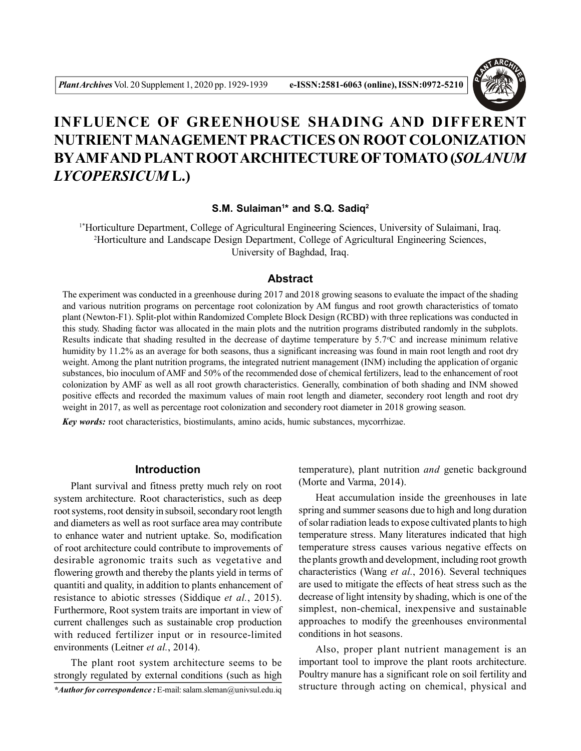# INFLUENCE OF GREENHOUSE SHADING AND DIFFERENT NUTRIENT MANAGEMENT PRACTICES ON ROOT COLONIZATION BY AMF AND PLANT ROOT ARCHITECTURE OF TOMATO (*SOLANUM LYCOPERSICUM* L.)

**S.M. Sulaiman[1]* and S.Q. Sadiq[2]**

[1]*Horticulture Department, College of Agricultural Engineering Sciences, University of Sulaimani, Iraq.
[2]Horticulture and Landscape Design Department, College of Agricultural Engineering Sciences, University of Baghdad, Iraq.

## Abstract

The experiment was conducted in a greenhouse during 2017 and 2018 growing seasons to evaluate the impact of the shading and various nutrition programs on percentage root colonization by AM fungus and root growth characteristics of tomato plant (Newton-F1). Split-plot within Randomized Complete Block Design (RCBD) with three replications was conducted in this study. Shading factor was allocated in the main plots and the nutrition programs distributed randomly in the subplots. Results indicate that shading resulted in the decrease of daytime temperature by 5.7°C and increase minimum relative humidity by 11.2% as an average for both seasons, thus a significant increasing was found in main root length and root dry weight. Among the plant nutrition programs, the integrated nutrient management (INM) including the application of organic substances, bio inoculum of AMF and 50% of the recommended dose of chemical fertilizers, lead to the enhancement of root colonization by AMF as well as all root growth characteristics. Generally, combination of both shading and INM showed positive effects and recorded the maximum values of main root length and diameter, secondery root length and root dry weight in 2017, as well as percentage root colonization and secondery root diameter in 2018 growing season.

***Key words:*** root characteristics, biostimulants, amino acids, humic substances, mycorrhizae.

## Introduction

Plant survival and fitness pretty much rely on root system architecture. Root characteristics, such as deep root systems, root density in subsoil, secondary root length and diameters as well as root surface area may contribute to enhance water and nutrient uptake. So, modification of root architecture could contribute to improvements of desirable agronomic traits such as vegetative and flowering growth and thereby the plants yield in terms of quantiti and quality, in addition to plants enhancement of resistance to abiotic stresses (Siddique *et al.*, 2015). Furthermore, Root system traits are important in view of current challenges such as sustainable crop production with reduced fertilizer input or in resource-limited environments (Leitner *et al.*, 2014).

The plant root system architecture seems to be strongly regulated by external conditions (such as high temperature), plant nutrition *and* genetic background (Morte and Varma, 2014).

Heat accumulation inside the greenhouses in late spring and summer seasons due to high and long duration of solar radiation leads to expose cultivated plants to high temperature stress. Many literatures indicated that high temperature stress causes various negative effects on the plants growth and development, including root growth characteristics (Wang *et al.*, 2016). Several techniques are used to mitigate the effects of heat stress such as the decrease of light intensity by shading, which is one of the simplest, non-chemical, inexpensive and sustainable approaches to modify the greenhouses environmental conditions in hot seasons.

Also, proper plant nutrient management is an important tool to improve the plant roots architecture. Poultry manure has a significant role on soil fertility and structure through acting on chemical, physical and

***Author for correspondence :** E-mail: salam.sleman@univsul.edu.iq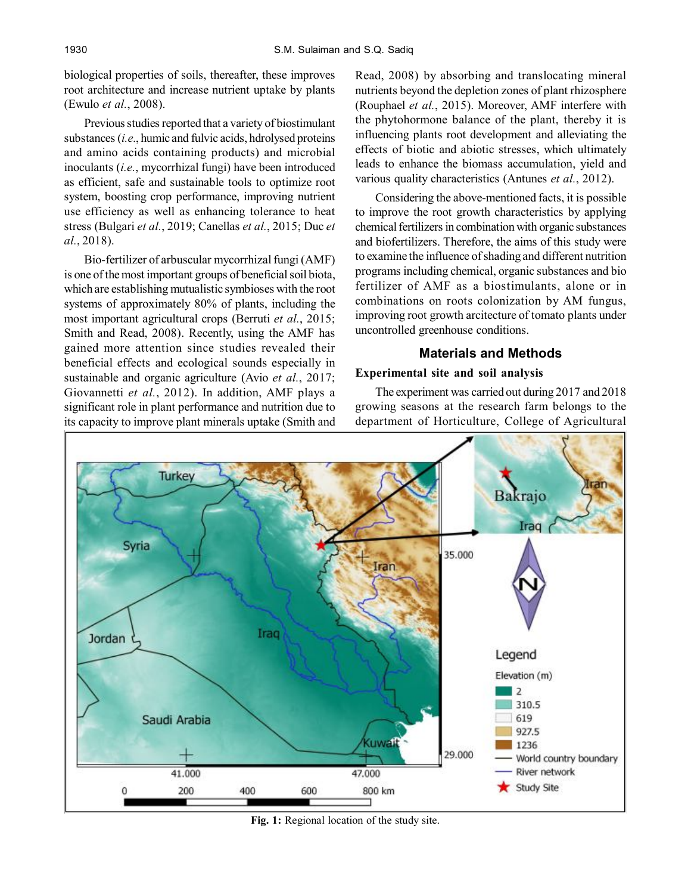biological properties of soils, thereafter, these improves root architecture and increase nutrient uptake by plants (Ewulo *et al.*, 2008).

Previous studies reported that a variety of biostimulant substances (*i.e.*, humic and fulvic acids, hdrolysed proteins and amino acids containing products) and microbial inoculants (*i.e.*, mycorrhizal fungi) have been introduced as efficient, safe and sustainable tools to optimize root system, boosting crop performance, improving nutrient use efficiency as well as enhancing tolerance to heat stress (Bulgari *et al.*, 2019; Canellas *et al.*, 2015; Duc *et al.*, 2018).

Bio-fertilizer of arbuscular mycorrhizal fungi (AMF) is one of the most important groups of beneficial soil biota, which are establishing mutualistic symbioses with the root systems of approximately 80% of plants, including the most important agricultural crops (Berruti *et al.*, 2015; Smith and Read, 2008). Recently, using the AMF has gained more attention since studies revealed their beneficial effects and ecological sounds especially in sustainable and organic agriculture (Avio *et al.*, 2017; Giovannetti *et al.*, 2012). In addition, AMF plays a significant role in plant performance and nutrition due to its capacity to improve plant minerals uptake (Smith and Read, 2008) by absorbing and translocating mineral nutrients beyond the depletion zones of plant rhizosphere (Rouphael *et al.*, 2015). Moreover, AMF interfere with the phytohormone balance of the plant, thereby it is influencing plants root development and alleviating the effects of biotic and abiotic stresses, which ultimately leads to enhance the biomass accumulation, yield and various quality characteristics (Antunes *et al.*, 2012).

Considering the above-mentioned facts, it is possible to improve the root growth characteristics by applying chemical fertilizers in combination with organic substances and biofertilizers. Therefore, the aims of this study were to examine the influence of shading and different nutrition programs including chemical, organic substances and bio fertilizer of AMF as a biostimulants, alone or in combinations on roots colonization by AM fungus, improving root growth arcitecture of tomato plants under uncontrolled greenhouse conditions.

## Materials and Methods

### Experimental site and soil analysis

The experiment was carried out during 2017 and 2018 growing seasons at the research farm belongs to the department of Horticulture, College of Agricultural

**Fig. 1:** Regional location of the study site.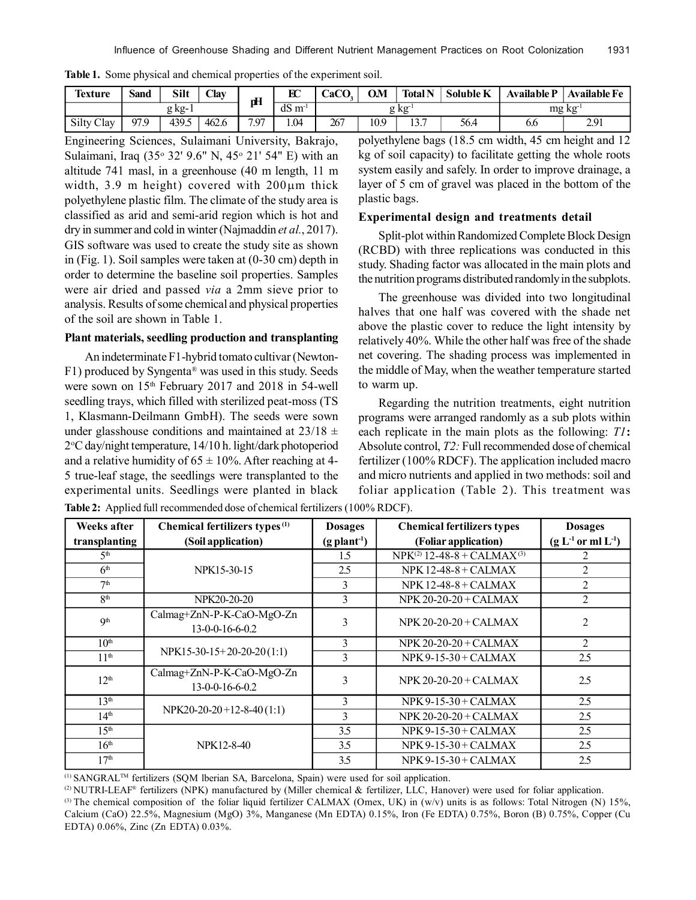**Table 1.** Some physical and chemical properties of the experiment soil.

| Texture | Sand | Silt | Clay | pH | EC | $CaCO_3$ | O.M | Total N | Soluble K | Available P | Available Fe |
|---|---|---|---|---|---|---|---|---|---|---|---|
| | g kg-1 | | | | dS $m^{-1}$ | g $kg^{-1}$ | | | | mg $kg^{-1}$ | |
| Silty Clay | 97.9 | 439.5 | 462.6 | 7.97 | 1.04 | 267 | 10.9 | 13.7 | 56.4 | 6.6 | 2.91 |

Engineering Sciences, Sulaimani University, Bakrajo, Sulaimani, Iraq (35° 32' 9.6" N, 45° 21' 54" E) with an altitude 741 masl, in a greenhouse (40 m length, 11 m width, 3.9 m height) covered with 200µm thick polyethylene plastic film. The climate of the study area is classified as arid and semi-arid region which is hot and dry in summer and cold in winter (Najmaddin *et al.*, 2017). GIS software was used to create the study site as shown in (Fig. 1). Soil samples were taken at (0-30 cm) depth in order to determine the baseline soil properties. Samples were air dried and passed *via* a 2mm sieve prior to analysis. Results of some chemical and physical properties of the soil are shown in Table 1.

**Plant materials, seedling production and transplanting**

An indeterminate F1-hybrid tomato cultivar (Newton-F1) produced by Syngenta® was used in this study. Seeds were sown on 15th February 2017 and 2018 in 54-well seedling trays, which filled with sterilized peat-moss (TS 1, Klasmann-Deilmann GmbH). The seeds were sown under glasshouse conditions and maintained at 23/18 ± 2°C day/night temperature, 14/10 h. light/dark photoperiod and a relative humidity of 65 ± 10%. After reaching at 4-5 true-leaf stage, the seedlings were transplanted to the experimental units. Seedlings were planted in black polyethylene bags (18.5 cm width, 45 cm height and 12 kg of soil capacity) to facilitate getting the whole roots system easily and safely. In order to improve drainage, a layer of 5 cm of gravel was placed in the bottom of the plastic bags.

**Experimental design and treatments detail**

Split-plot within Randomized Complete Block Design (RCBD) with three replications was conducted in this study. Shading factor was allocated in the main plots and the nutrition programs distributed randomly in the subplots.

The greenhouse was divided into two longitudinal halves that one half was covered with the shade net above the plastic cover to reduce the light intensity by relatively 40%. While the other half was free of the shade net covering. The shading process was implemented in the middle of May, when the weather temperature started to warm up.

Regarding the nutrition treatments, eight nutrition programs were arranged randomly as a sub plots within each replicate in the main plots as the following: *T1***:** Absolute control, *T2:* Full recommended dose of chemical fertilizer (100% RDCF). The application included macro and micro nutrients and applied in two methods: soil and foliar application (Table 2). This treatment was

**Table 2:** Applied full recommended dose of chemical fertilizers (100% RDCF).

| Weeks after transplanting | Chemical fertilizers types [(1)] (Soil application) | Dosages (g $plant^{-1}$) | Chemical fertilizers types (Foliar application) | Dosages (g $L^{-1}$ or ml $L^{-1}$) |
|---|---|---|---|---|
| 5th | NPK15-30-15 | 1.5 | NPK[(2)] 12-48-8 + CALMAX[(3)] | 2 |
| 6th | | 2.5 | NPK 12-48-8 + CALMAX | 2 |
| 7th | | 3 | NPK 12-48-8 + CALMAX | 2 |
| 8th | NPK20-20-20 | 3 | NPK 20-20-20 + CALMAX | 2 |
| 9th | Calmag+ZnN-P-K-CaO-MgO-Zn 13-0-0-16-6-0.2 | 3 | NPK 20-20-20 + CALMAX | 2 |
| 10th | NPK15-30-15 + 20-20-20 (1:1) | 3 | NPK 20-20-20 + CALMAX | 2 |
| 11th | | 3 | NPK 9-15-30 + CALMAX | 2.5 |
| 12th | Calmag+ZnN-P-K-CaO-MgO-Zn 13-0-0-16-6-0.2 | 3 | NPK 20-20-20 + CALMAX | 2.5 |
| 13th | NPK20-20-20 +12-8-40 (1:1) | 3 | NPK 9-15-30 + CALMAX | 2.5 |
| 14th | | 3 | NPK 20-20-20 + CALMAX | 2.5 |
| 15th | NPK12-8-40 | 3.5 | NPK 9-15-30 + CALMAX | 2.5 |
| 16th | | 3.5 | NPK 9-15-30 + CALMAX | 2.5 |
| 17th | | 3.5 | NPK 9-15-30 + CALMAX | 2.5 |

(1) SANGRAL™ fertilizers (SQM lberian SA, Barcelona, Spain) were used for soil application.

(2) NUTRI-LEAF® fertilizers (NPK) manufactured by (Miller chemical & fertilizer, LLC, Hanover) were used for foliar application.

(3) The chemical composition of the foliar liquid fertilizer CALMAX (Omex, UK) in (w/v) units is as follows: Total Nitrogen (N) 15%, Calcium (CaO) 22.5%, Magnesium (MgO) 3%, Manganese (Mn EDTA) 0.15%, Iron (Fe EDTA) 0.75%, Boron (B) 0.75%, Copper (Cu EDTA) 0.06%, Zinc (Zn EDTA) 0.03%.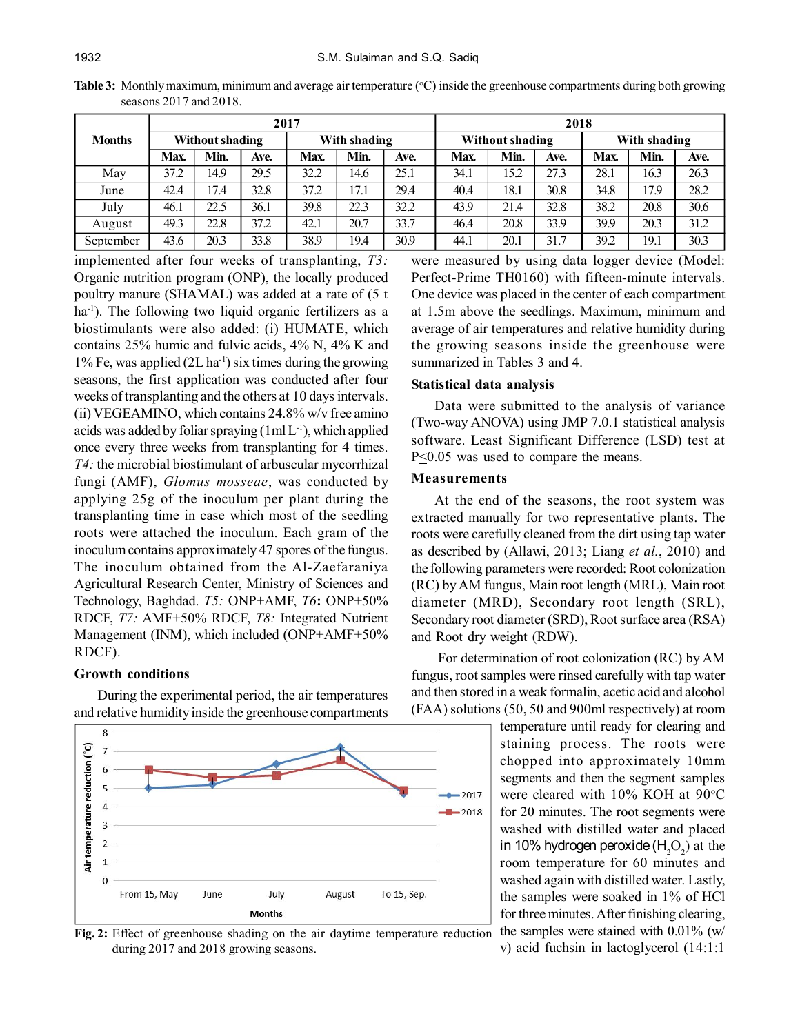**Table 3:** Monthly maximum, minimum and average air temperature (°C) inside the greenhouse compartments during both growing seasons 2017 and 2018.

| Months | 2017 | | | | | | 2018 | | | | | |
|---|---|---|---|---|---|---|---|---|---|---|---|---|
| | Without shading | | | With shading | | | Without shading | | | With shading | | |
| | Max. | Min. | Ave. | Max. | Min. | Ave. | Max. | Min. | Ave. | Max. | Min. | Ave. |
| May | 37.2 | 14.9 | 29.5 | 32.2 | 14.6 | 25.1 | 34.1 | 15.2 | 27.3 | 28.1 | 16.3 | 26.3 |
| June | 42.4 | 17.4 | 32.8 | 37.2 | 17.1 | 29.4 | 40.4 | 18.1 | 30.8 | 34.8 | 17.9 | 28.2 |
| July | 46.1 | 22.5 | 36.1 | 39.8 | 22.3 | 32.2 | 43.9 | 21.4 | 32.8 | 38.2 | 20.8 | 30.6 |
| August | 49.3 | 22.8 | 37.2 | 42.1 | 20.7 | 33.7 | 46.4 | 20.8 | 33.9 | 39.9 | 20.3 | 31.2 |
| September | 43.6 | 20.3 | 33.8 | 38.9 | 19.4 | 30.9 | 44.1 | 20.1 | 31.7 | 39.2 | 19.1 | 30.3 |

implemented after four weeks of transplanting, *T3:* Organic nutrition program (ONP), the locally produced poultry manure (SHAMAL) was added at a rate of (5 t ha$^{-1}$). The following two liquid organic fertilizers as a biostimulants were also added: (i) HUMATE, which contains 25% humic and fulvic acids, 4% N, 4% K and 1% Fe, was applied (2L ha$^{-1}$) six times during the growing seasons, the first application was conducted after four weeks of transplanting and the others at 10 days intervals. (ii) VEGEAMINO, which contains 24.8% w/v free amino acids was added by foliar spraying (1ml L$^{-1}$), which applied once every three weeks from transplanting for 4 times. *T4:* the microbial biostimulant of arbuscular mycorrhizal fungi (AMF), *Glomus mosseae*, was conducted by applying 25g of the inoculum per plant during the transplanting time in case which most of the seedling roots were attached the inoculum. Each gram of the inoculum contains approximately 47 spores of the fungus. The inoculum obtained from the Al-Zaefaraniya Agricultural Research Center, Ministry of Sciences and Technology, Baghdad. *T5:* ONP+AMF, *T6***:** ONP+50% RDCF, *T7:* AMF+50% RDCF, *T8:* Integrated Nutrient Management (INM), which included (ONP+AMF+50% RDCF).

### Growth conditions

During the experimental period, the air temperatures and relative humidity inside the greenhouse compartments were measured by using data logger device (Model: Perfect-Prime TH0160) with fifteen-minute intervals. One device was placed in the center of each compartment at 1.5m above the seedlings. Maximum, minimum and average of air temperatures and relative humidity during the growing seasons inside the greenhouse were summarized in Tables 3 and 4.

**Fig. 2:** Effect of greenhouse shading on the air daytime temperature reduction during 2017 and 2018 growing seasons.

### Statistical data analysis

Data were submitted to the analysis of variance (Two-way ANOVA) using JMP 7.0.1 statistical analysis software. Least Significant Difference (LSD) test at $P \leq 0.05$ was used to compare the means.

### Measurements

At the end of the seasons, the root system was extracted manually for two representative plants. The roots were carefully cleaned from the dirt using tap water as described by (Allawi, 2013; Liang *et al.*, 2010) and the following parameters were recorded: Root colonization (RC) by AM fungus, Main root length (MRL), Main root diameter (MRD), Secondary root length (SRL), Secondary root diameter (SRD), Root surface area (RSA) and Root dry weight (RDW).

For determination of root colonization (RC) by AM fungus, root samples were rinsed carefully with tap water and then stored in a weak formalin, acetic acid and alcohol (FAA) solutions (50, 50 and 900ml respectively) at room temperature until ready for clearing and staining process. The roots were chopped into approximately 10mm segments and then the segment samples were cleared with 10% KOH at 90°C for 20 minutes. The root segments were washed with distilled water and placed in 10% hydrogen peroxide ($H_2O_2$) at the room temperature for 60 minutes and washed again with distilled water. Lastly, the samples were soaked in 1% of HCl for three minutes. After finishing clearing, the samples were stained with 0.01% (w/v) acid fuchsin in lactoglycerol (14:1:1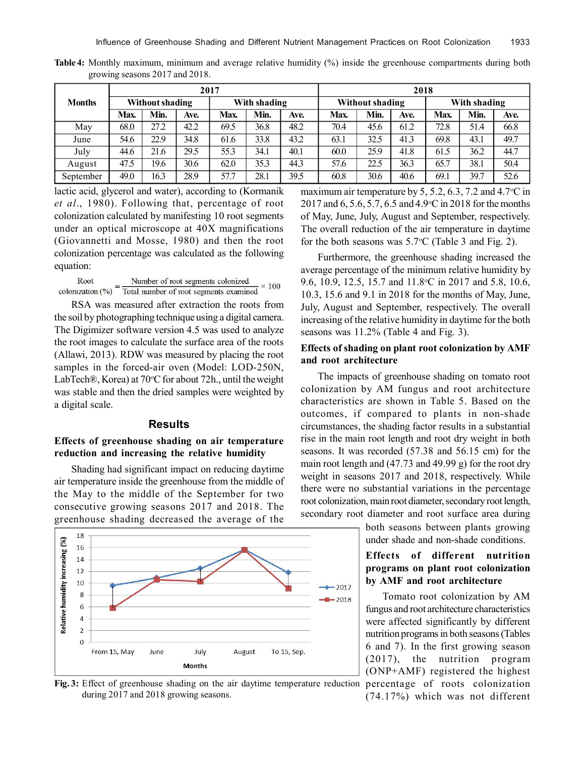**Table 4:** Monthly maximum, minimum and average relative humidity (%) inside the greenhouse compartments during both growing seasons 2017 and 2018.

| Months | 2017 | | | | | | 2018 | | | | | |
|---|---|---|---|---|---|---|---|---|---|---|---|---|
| | Without shading | | | With shading | | | Without shading | | | With shading | | |
| | Max. | Min. | Ave. | Max. | Min. | Ave. | Max. | Min. | Ave. | Max. | Min. | Ave. |
| May | 68.0 | 27.2 | 42.2 | 69.5 | 36.8 | 48.2 | 70.4 | 45.6 | 61.2 | 72.8 | 51.4 | 66.8 |
| June | 54.6 | 22.9 | 34.8 | 61.6 | 33.8 | 43.2 | 63.1 | 32.5 | 41.3 | 69.8 | 43.1 | 49.7 |
| July | 44.6 | 21.6 | 29.5 | 55.3 | 34.1 | 40.1 | 60.0 | 25.9 | 41.8 | 61.5 | 36.2 | 44.7 |
| August | 47.5 | 19.6 | 30.6 | 62.0 | 35.3 | 44.3 | 57.6 | 22.5 | 36.3 | 65.7 | 38.1 | 50.4 |
| September | 49.0 | 16.3 | 28.9 | 57.7 | 28.1 | 39.5 | 60.8 | 30.6 | 40.6 | 69.1 | 39.7 | 52.6 |

lactic acid, glycerol and water), according to (Kormanik *et al*., 1980). Following that, percentage of root colonization calculated by manifesting 10 root segments under an optical microscope at 40X magnifications (Giovannetti and Mosse, 1980) and then the root colonization percentage was calculated as the following equation:

$$\text{Root colonization (\%)} = \frac{\text{Number of root segments colonized}}{\text{Total number of root segments examined}} \times 100$$

RSA was measured after extraction the roots from the soil by photographing technique using a digital camera. The Digimizer software version 4.5 was used to analyze the root images to calculate the surface area of the roots (Allawi, 2013). RDW was measured by placing the root samples in the forced-air oven (Model: LOD-250N, LabTech®, Korea) at 70°C for about 72h., until the weight was stable and then the dried samples were weighted by a digital scale.

## Results

### Effects of greenhouse shading on air temperature reduction and increasing the relative humidity

Shading had significant impact on reducing daytime air temperature inside the greenhouse from the middle of the May to the middle of the September for two consecutive growing seasons 2017 and 2018. The greenhouse shading decreased the average of the maximum air temperature by 5, 5.2, 6.3, 7.2 and 4.7°C in 2017 and 6, 5.6, 5.7, 6.5 and 4.9°C in 2018 for the months of May, June, July, August and September, respectively. The overall reduction of the air temperature in daytime for the both seasons was 5.7°C (Table 3 and Fig. 2).

Furthermore, the greenhouse shading increased the average percentage of the minimum relative humidity by 9.6, 10.9, 12.5, 15.7 and 11.8°C in 2017 and 5.8, 10.6, 10.3, 15.6 and 9.1 in 2018 for the months of May, June, July, August and September, respectively. The overall increasing of the relative humidity in daytime for the both seasons was 11.2% (Table 4 and Fig. 3).

**Fig. 3:** Effect of greenhouse shading on the air daytime temperature reduction during 2017 and 2018 growing seasons.

### Effects of shading on plant root colonization by AMF and root architecture

The impacts of greenhouse shading on tomato root colonization by AM fungus and root architecture characteristics are shown in Table 5. Based on the outcomes, if compared to plants in non-shade circumstances, the shading factor results in a substantial rise in the main root length and root dry weight in both seasons. It was recorded (57.38 and 56.15 cm) for the main root length and (47.73 and 49.99 g) for the root dry weight in seasons 2017 and 2018, respectively. While there were no substantial variations in the percentage root colonization, main root diameter, secondary root length, secondary root diameter and root surface area during both seasons between plants growing under shade and non-shade conditions.

### Effects of different nutrition programs on plant root colonization by AMF and root architecture

Tomato root colonization by AM fungus and root architecture characteristics were affected significantly by different nutrition programs in both seasons (Tables 6 and 7). In the first growing season (2017), the nutrition program (ONP+AMF) registered the highest percentage of roots colonization (74.17%) which was not different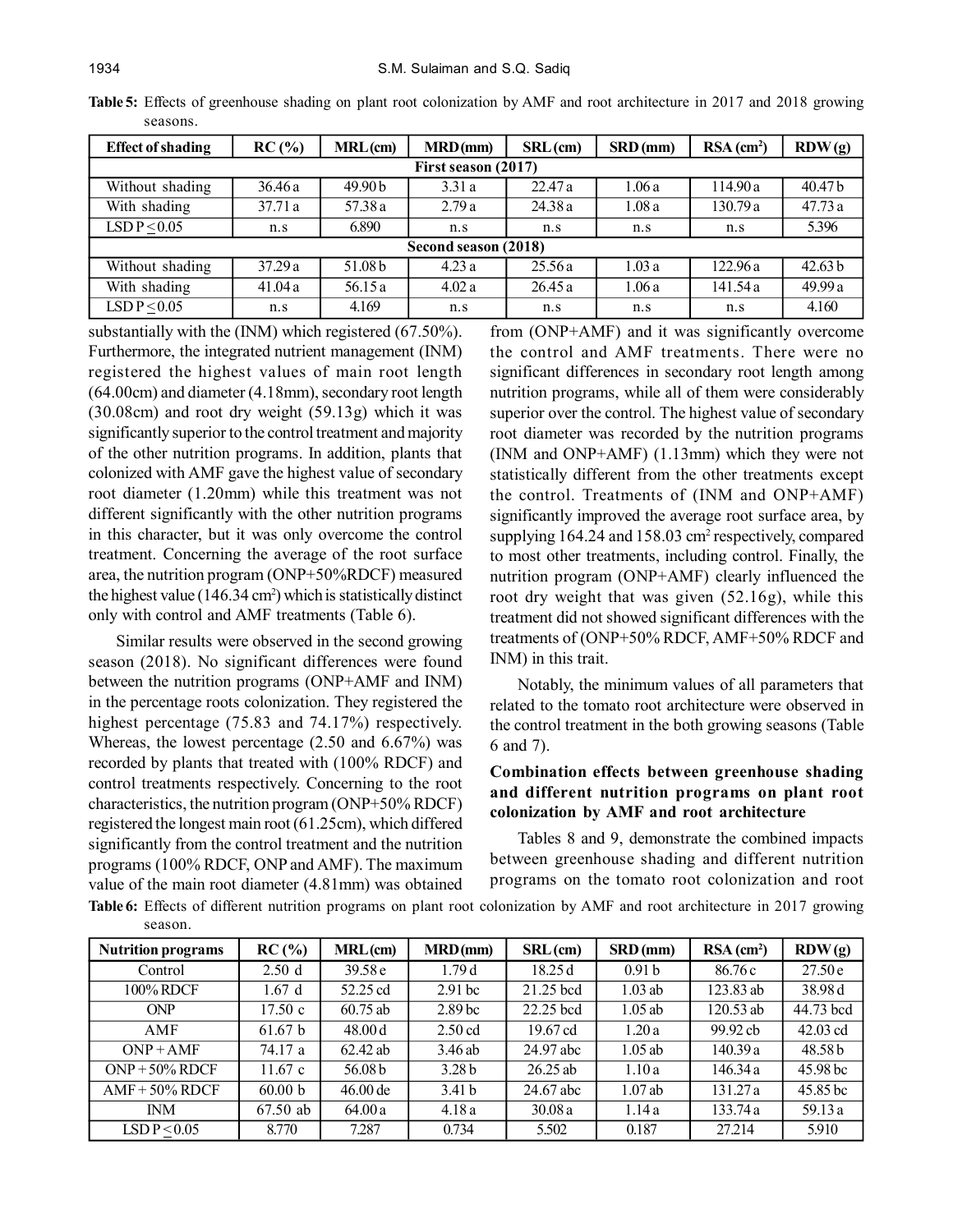**Table 5:** Effects of greenhouse shading on plant root colonization by AMF and root architecture in 2017 and 2018 growing seasons.

| Effect of shading | RC (%) | MRL (cm) | MRD (mm) | SRL (cm) | SRD (mm) | RSA ($cm^2$) | RDW (g) |
|---|---|---|---|---|---|---|---|
| **First season (2017)** | | | | | | | |
| Without shading | 36.46 a | 49.90 b | 3.31 a | 22.47 a | 1.06 a | 114.90 a | 40.47 b |
| With shading | 37.71 a | 57.38 a | 2.79 a | 24.38 a | 1.08 a | 130.79 a | 47.73 a |
| LSD $P \leq 0.05$ | n.s | 6.890 | n.s | n.s | n.s | n.s | 5.396 |
| **Second season (2018)** | | | | | | | |
| Without shading | 37.29 a | 51.08 b | 4.23 a | 25.56 a | 1.03 a | 122.96 a | 42.63 b |
| With shading | 41.04 a | 56.15 a | 4.02 a | 26.45 a | 1.06 a | 141.54 a | 49.99 a |
| LSD $P \leq 0.05$ | n.s | 4.169 | n.s | n.s | n.s | n.s | 4.160 |

substantially with the (INM) which registered (67.50%). Furthermore, the integrated nutrient management (INM) registered the highest values of main root length (64.00cm) and diameter (4.18mm), secondary root length (30.08cm) and root dry weight (59.13g) which it was significantly superior to the control treatment and majority of the other nutrition programs. In addition, plants that colonized with AMF gave the highest value of secondary root diameter (1.20mm) while this treatment was not different significantly with the other nutrition programs in this character, but it was only overcome the control treatment. Concerning the average of the root surface area, the nutrition program (ONP+50%RDCF) measured the highest value (146.34 $cm^2$) which is statistically distinct only with control and AMF treatments (Table 6).

Similar results were observed in the second growing season (2018). No significant differences were found between the nutrition programs (ONP+AMF and INM) in the percentage roots colonization. They registered the highest percentage (75.83 and 74.17%) respectively. Whereas, the lowest percentage (2.50 and 6.67%) was recorded by plants that treated with (100% RDCF) and control treatments respectively. Concerning to the root characteristics, the nutrition program (ONP+50% RDCF) registered the longest main root (61.25cm), which differed significantly from the control treatment and the nutrition programs (100% RDCF, ONP and AMF). The maximum value of the main root diameter (4.81mm) was obtained from (ONP+AMF) and it was significantly overcome the control and AMF treatments. There were no significant differences in secondary root length among nutrition programs, while all of them were considerably superior over the control. The highest value of secondary root diameter was recorded by the nutrition programs (INM and ONP+AMF) (1.13mm) which they were not statistically different from the other treatments except the control. Treatments of (INM and ONP+AMF) significantly improved the average root surface area, by supplying 164.24 and 158.03 $cm^2$ respectively, compared to most other treatments, including control. Finally, the nutrition program (ONP+AMF) clearly influenced the root dry weight that was given (52.16g), while this treatment did not showed significant differences with the treatments of (ONP+50% RDCF, AMF+50% RDCF and INM) in this trait.

Notably, the minimum values of all parameters that related to the tomato root architecture were observed in the control treatment in the both growing seasons (Table 6 and 7).

### Combination effects between greenhouse shading and different nutrition programs on plant root colonization by AMF and root architecture

Tables 8 and 9, demonstrate the combined impacts between greenhouse shading and different nutrition programs on the tomato root colonization and root

**Table 6:** Effects of different nutrition programs on plant root colonization by AMF and root architecture in 2017 growing season.

| Nutrition programs | RC (%) | MRL (cm) | MRD (mm) | SRL (cm) | SRD (mm) | RSA ($cm^2$) | RDW (g) |
|---|---|---|---|---|---|---|---|
| Control | 2.50 d | 39.58 e | 1.79 d | 18.25 d | 0.91 b | 86.76 c | 27.50 e |
| 100% RDCF | 1.67 d | 52.25 cd | 2.91 bc | 21.25 bcd | 1.03 ab | 123.83 ab | 38.98 d |
| ONP | 17.50 c | 60.75 ab | 2.89 bc | 22.25 bcd | 1.05 ab | 120.53 ab | 44.73 bcd |
| AMF | 61.67 b | 48.00 d | 2.50 cd | 19.67 cd | 1.20 a | 99.92 cb | 42.03 cd |
| ONP + AMF | 74.17 a | 62.42 ab | 3.46 ab | 24.97 abc | 1.05 ab | 140.39 a | 48.58 b |
| ONP + 50% RDCF | 11.67 c | 56.08 b | 3.28 b | 26.25 ab | 1.10 a | 146.34 a | 45.98 bc |
| AMF + 50% RDCF | 60.00 b | 46.00 de | 3.41 b | 24.67 abc | 1.07 ab | 131.27 a | 45.85 bc |
| INM | 67.50 ab | 64.00 a | 4.18 a | 30.08 a | 1.14 a | 133.74 a | 59.13 a |
| LSD $P \leq 0.05$ | 8.770 | 7.287 | 0.734 | 5.502 | 0.187 | 27.214 | 5.910 |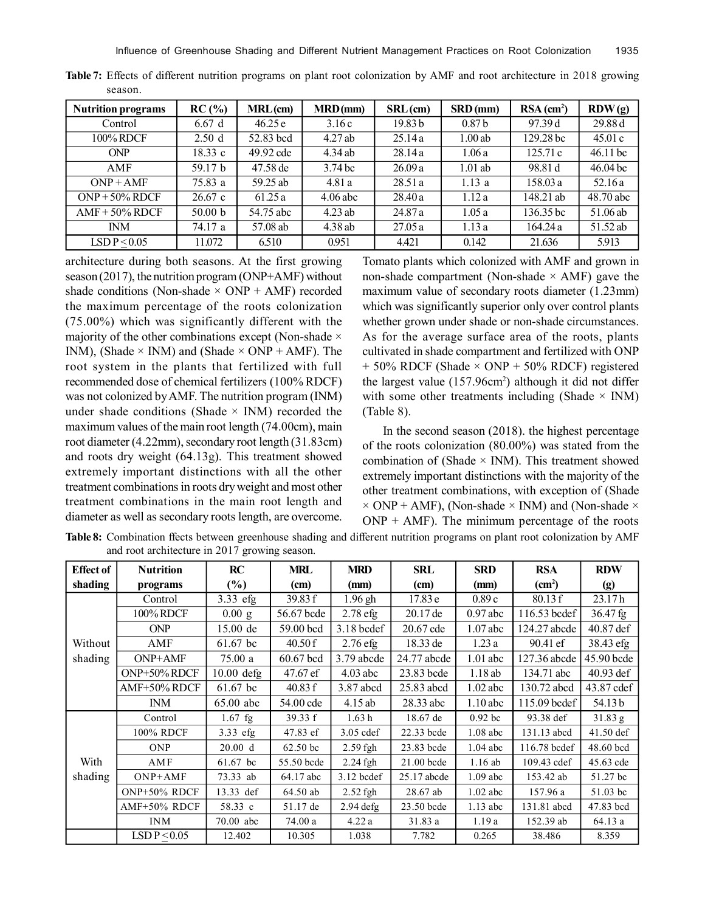**Table 7:** Effects of different nutrition programs on plant root colonization by AMF and root architecture in 2018 growing season.

| Nutrition programs | RC (%) | MRL (cm) | MRD (mm) | SRL (cm) | SRD (mm) | RSA ($cm^2$) | RDW (g) |
|---|---|---|---|---|---|---|---|
| Control | 6.67 d | 46.25 e | 3.16 c | 19.83 b | 0.87 b | 97.39 d | 29.88 d |
| 100% RDCF | 2.50 d | 52.83 bcd | 4.27 ab | 25.14 a | 1.00 ab | 129.28 bc | 45.01 c |
| ONP | 18.33 c | 49.92 cde | 4.34 ab | 28.14 a | 1.06 a | 125.71 c | 46.11 bc |
| AMF | 59.17 b | 47.58 de | 3.74 bc | 26.09 a | 1.01 ab | 98.81 d | 46.04 bc |
| ONP + AMF | 75.83 a | 59.25 ab | 4.81 a | 28.51 a | 1.13 a | 158.03 a | 52.16 a |
| ONP + 50% RDCF | 26.67 c | 61.25 a | 4.06 abc | 28.40 a | 1.12 a | 148.21 ab | 48.70 abc |
| AMF + 50% RDCF | 50.00 b | 54.75 abc | 4.23 ab | 24.87 a | 1.05 a | 136.35 bc | 51.06 ab |
| INM | 74.17 a | 57.08 ab | 4.38 ab | 27.05 a | 1.13 a | 164.24 a | 51.52 ab |
| LSD P ≤ 0.05 | 11.072 | 6.510 | 0.951 | 4.421 | 0.142 | 21.636 | 5.913 |

architecture during both seasons. At the first growing season (2017), the nutrition program (ONP+AMF) without shade conditions (Non-shade × ONP + AMF) recorded the maximum percentage of the roots colonization (75.00%) which was significantly different with the majority of the other combinations except (Non-shade × INM), (Shade × INM) and (Shade × ONP + AMF). The root system in the plants that fertilized with full recommended dose of chemical fertilizers (100% RDCF) was not colonized by AMF. The nutrition program (INM) under shade conditions (Shade × INM) recorded the maximum values of the main root length (74.00cm), main root diameter (4.22mm), secondary root length (31.83cm) and roots dry weight (64.13g). This treatment showed extremely important distinctions with all the other treatment combinations in roots dry weight and most other treatment combinations in the main root length and diameter as well as secondary roots length, are overcome. Tomato plants which colonized with AMF and grown in non-shade compartment (Non-shade × AMF) gave the maximum value of secondary roots diameter (1.23mm) which was significantly superior only over control plants whether grown under shade or non-shade circumstances. As for the average surface area of the roots, plants cultivated in shade compartment and fertilized with ONP + 50% RDCF (Shade × ONP + 50% RDCF) registered the largest value (157.96cm$^2$) although it did not differ with some other treatments including (Shade × INM) (Table 8).

In the second season (2018). the highest percentage of the roots colonization (80.00%) was stated from the combination of (Shade × INM). This treatment showed extremely important distinctions with the majority of the other treatment combinations, with exception of (Shade × ONP + AMF), (Non-shade × INM) and (Non-shade × ONP + AMF). The minimum percentage of the roots

**Table 8:** Combination ffects between greenhouse shading and different nutrition programs on plant root colonization by AMF and root architecture in 2017 growing season.

| Effect of shading | Nutrition programs | RC (%) | MRL (cm) | MRD (mm) | SRL (cm) | SRD (mm) | RSA ($cm^2$) | RDW (g) |
|---|---|---|---|---|---|---|---|---|
| Without shading | Control | 3.33 efg | 39.83 f | 1.96 gh | 17.83 e | 0.89 c | 80.13 f | 23.17 h |
| | 100% RDCF | 0.00 g | 56.67 bcde | 2.78 efg | 20.17 de | 0.97 abc | 116.53 bcdef | 36.47 fg |
| | ONP | 15.00 de | 59.00 bcd | 3.18 bcdef | 20.67 cde | 1.07 abc | 124.27 abcde | 40.87 def |
| | AMF | 61.67 bc | 40.50 f | 2.76 efg | 18.33 de | 1.23 a | 90.41 ef | 38.43 efg |
| | ONP+AMF | 75.00 a | 60.67 bcd | 3.79 abcde | 24.77 abcde | 1.01 abc | 127.36 abcde | 45.90 bcde |
| | ONP+50% RDCF | 10.00 defg | 47.67 ef | 4.03 abc | 23.83 bcde | 1.18 ab | 134.71 abc | 40.93 def |
| | AMF+50% RDCF | 61.67 bc | 40.83 f | 3.87 abcd | 25.83 abcd | 1.02 abc | 130.72 abcd | 43.87 cdef |
| | INM | 65.00 abc | 54.00 cde | 4.15 ab | 28.33 abc | 1.10 abc | 115.09 bcdef | 54.13 b |
| With shading | Control | 1.67 fg | 39.33 f | 1.63 h | 18.67 de | 0.92 bc | 93.38 def | 31.83 g |
| | 100% RDCF | 3.33 efg | 47.83 ef | 3.05 cdef | 22.33 bcde | 1.08 abc | 131.13 abcd | 41.50 def |
| | ONP | 20.00 d | 62.50 bc | 2.59 fgh | 23.83 bcde | 1.04 abc | 116.78 bcdef | 48.60 bcd |
| | AMF | 61.67 bc | 55.50 bcde | 2.24 fgh | 21.00 bcde | 1.16 ab | 109.43 cdef | 45.63 cde |
| | ONP+AMF | 73.33 ab | 64.17 abc | 3.12 bcdef | 25.17 abcde | 1.09 abc | 153.42 ab | 51.27 bc |
| | ONP+50% RDCF | 13.33 def | 64.50 ab | 2.52 fgh | 28.67 ab | 1.02 abc | 157.96 a | 51.03 bc |
| | AMF+50% RDCF | 58.33 c | 51.17 de | 2.94 defg | 23.50 bcde | 1.13 abc | 131.81 abcd | 47.83 bcd |
| | INM | 70.00 abc | 74.00 a | 4.22 a | 31.83 a | 1.19 a | 152.39 ab | 64.13 a |
| | LSD P ≤ 0.05 | 12.402 | 10.305 | 1.038 | 7.782 | 0.265 | 38.486 | 8.359 |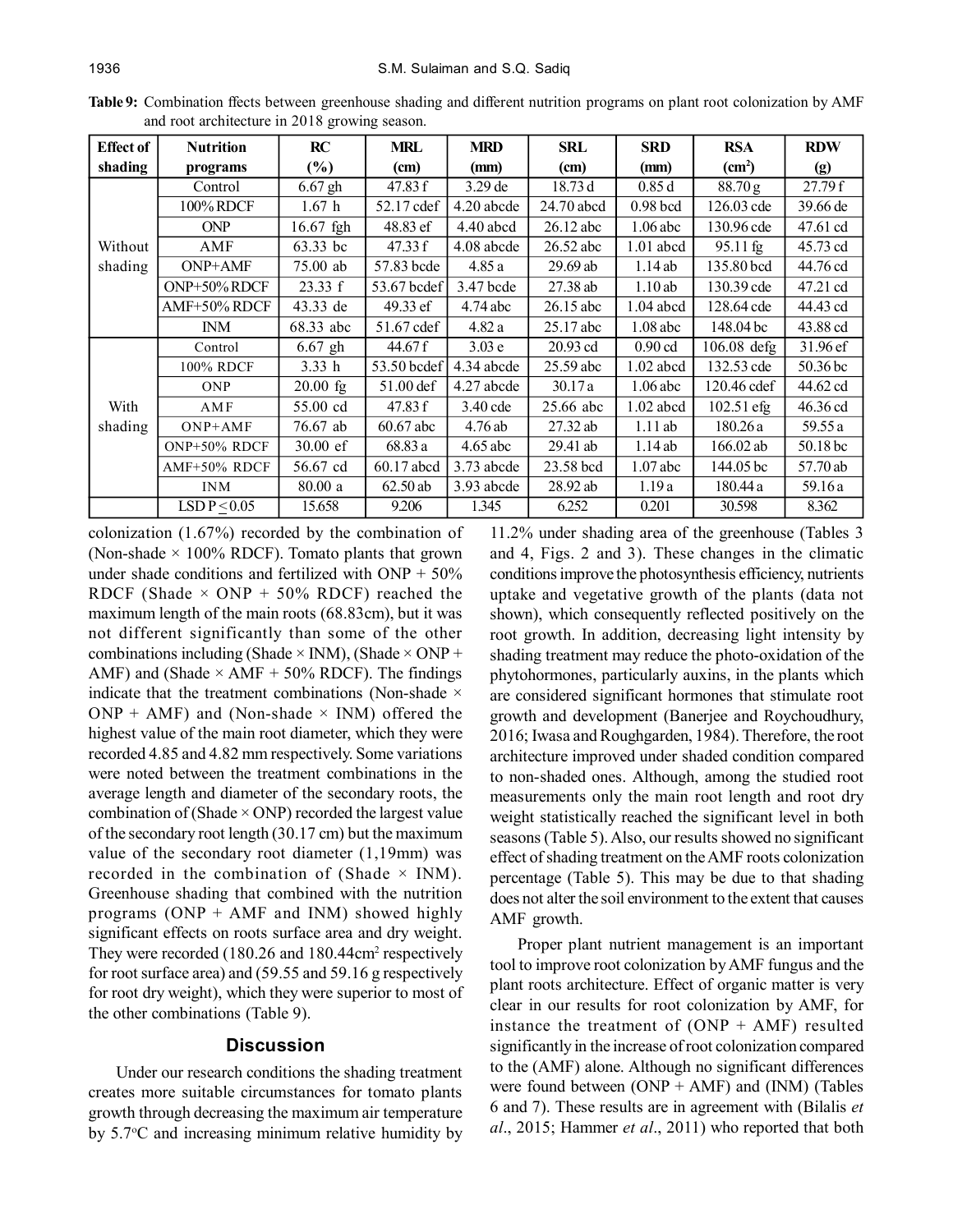**Table 9:** Combination ffects between greenhouse shading and different nutrition programs on plant root colonization by AMF and root architecture in 2018 growing season.

| Effect of shading | Nutrition programs | RC (%) | MRL (cm) | MRD (mm) | SRL (cm) | SRD (mm) | RSA ($cm^2$) | RDW (g) |
|---|---|---|---|---|---|---|---|---|
| Without shading | Control | 6.67 gh | 47.83 f | 3.29 de | 18.73 d | 0.85 d | 88.70 g | 27.79 f |
| | 100% RDCF | 1.67 h | 52.17 cdef | 4.20 abcde | 24.70 abcd | 0.98 bcd | 126.03 cde | 39.66 de |
| | ONP | 16.67 fgh | 48.83 ef | 4.40 abcd | 26.12 abc | 1.06 abc | 130.96 cde | 47.61 cd |
| | AMF | 63.33 bc | 47.33 f | 4.08 abcde | 26.52 abc | 1.01 abcd | 95.11 fg | 45.73 cd |
| | ONP+AMF | 75.00 ab | 57.83 bcde | 4.85 a | 29.69 ab | 1.14 ab | 135.80 bcd | 44.76 cd |
| | ONP+50% RDCF | 23.33 f | 53.67 bcdef | 3.47 bcde | 27.38 ab | 1.10 ab | 130.39 cde | 47.21 cd |
| | AMF+50% RDCF | 43.33 de | 49.33 ef | 4.74 abc | 26.15 abc | 1.04 abcd | 128.64 cde | 44.43 cd |
| | INM | 68.33 abc | 51.67 cdef | 4.82 a | 25.17 abc | 1.08 abc | 148.04 bc | 43.88 cd |
| With shading | Control | 6.67 gh | 44.67 f | 3.03 e | 20.93 cd | 0.90 cd | 106.08 defg | 31.96 ef |
| | 100% RDCF | 3.33 h | 53.50 bcdef | 4.34 abcde | 25.59 abc | 1.02 abcd | 132.53 cde | 50.36 bc |
| | ONP | 20.00 fg | 51.00 def | 4.27 abcde | 30.17 a | 1.06 abc | 120.46 cdef | 44.62 cd |
| | AMF | 55.00 cd | 47.83 f | 3.40 cde | 25.66 abc | 1.02 abcd | 102.51 efg | 46.36 cd |
| | ONP+AMF | 76.67 ab | 60.67 abc | 4.76 ab | 27.32 ab | 1.11 ab | 180.26 a | 59.55 a |
| | ONP+50% RDCF | 30.00 ef | 68.83 a | 4.65 abc | 29.41 ab | 1.14 ab | 166.02 ab | 50.18 bc |
| | AMF+50% RDCF | 56.67 cd | 60.17 abcd | 3.73 abcde | 23.58 bcd | 1.07 abc | 144.05 bc | 57.70 ab |
| | INM | 80.00 a | 62.50 ab | 3.93 abcde | 28.92 ab | 1.19 a | 180.44 a | 59.16 a |
| | LSD $P \leq 0.05$ | 15.658 | 9.206 | 1.345 | 6.252 | 0.201 | 30.598 | 8.362 |

colonization (1.67%) recorded by the combination of (Non-shade × 100% RDCF). Tomato plants that grown under shade conditions and fertilized with ONP + 50% RDCF (Shade × ONP + 50% RDCF) reached the maximum length of the main roots (68.83cm), but it was not different significantly than some of the other combinations including (Shade × INM), (Shade × ONP + AMF) and (Shade × AMF + 50% RDCF). The findings indicate that the treatment combinations (Non-shade × ONP + AMF) and (Non-shade × INM) offered the highest value of the main root diameter, which they were recorded 4.85 and 4.82 mm respectively. Some variations were noted between the treatment combinations in the average length and diameter of the secondary roots, the combination of (Shade × ONP) recorded the largest value of the secondary root length (30.17 cm) but the maximum value of the secondary root diameter (1,19mm) was recorded in the combination of (Shade × INM). Greenhouse shading that combined with the nutrition programs (ONP + AMF and INM) showed highly significant effects on roots surface area and dry weight. They were recorded (180.26 and 180.44cm$^2$ respectively for root surface area) and (59.55 and 59.16 g respectively for root dry weight), which they were superior to most of the other combinations (Table 9).

## Discussion

Under our research conditions the shading treatment creates more suitable circumstances for tomato plants growth through decreasing the maximum air temperature by 5.7$^{o}$C and increasing minimum relative humidity by 11.2% under shading area of the greenhouse (Tables 3 and 4, Figs. 2 and 3). These changes in the climatic conditions improve the photosynthesis efficiency, nutrients uptake and vegetative growth of the plants (data not shown), which consequently reflected positively on the root growth. In addition, decreasing light intensity by shading treatment may reduce the photo-oxidation of the phytohormones, particularly auxins, in the plants which are considered significant hormones that stimulate root growth and development (Banerjee and Roychoudhury, 2016; Iwasa and Roughgarden, 1984). Therefore, the root architecture improved under shaded condition compared to non-shaded ones. Although, among the studied root measurements only the main root length and root dry weight statistically reached the significant level in both seasons (Table 5). Also, our results showed no significant effect of shading treatment on the AMF roots colonization percentage (Table 5). This may be due to that shading does not alter the soil environment to the extent that causes AMF growth.

Proper plant nutrient management is an important tool to improve root colonization by AMF fungus and the plant roots architecture. Effect of organic matter is very clear in our results for root colonization by AMF, for instance the treatment of (ONP + AMF) resulted significantly in the increase of root colonization compared to the (AMF) alone. Although no significant differences were found between (ONP + AMF) and (INM) (Tables 6 and 7). These results are in agreement with (Bilalis *et al*., 2015; Hammer *et al*., 2011) who reported that both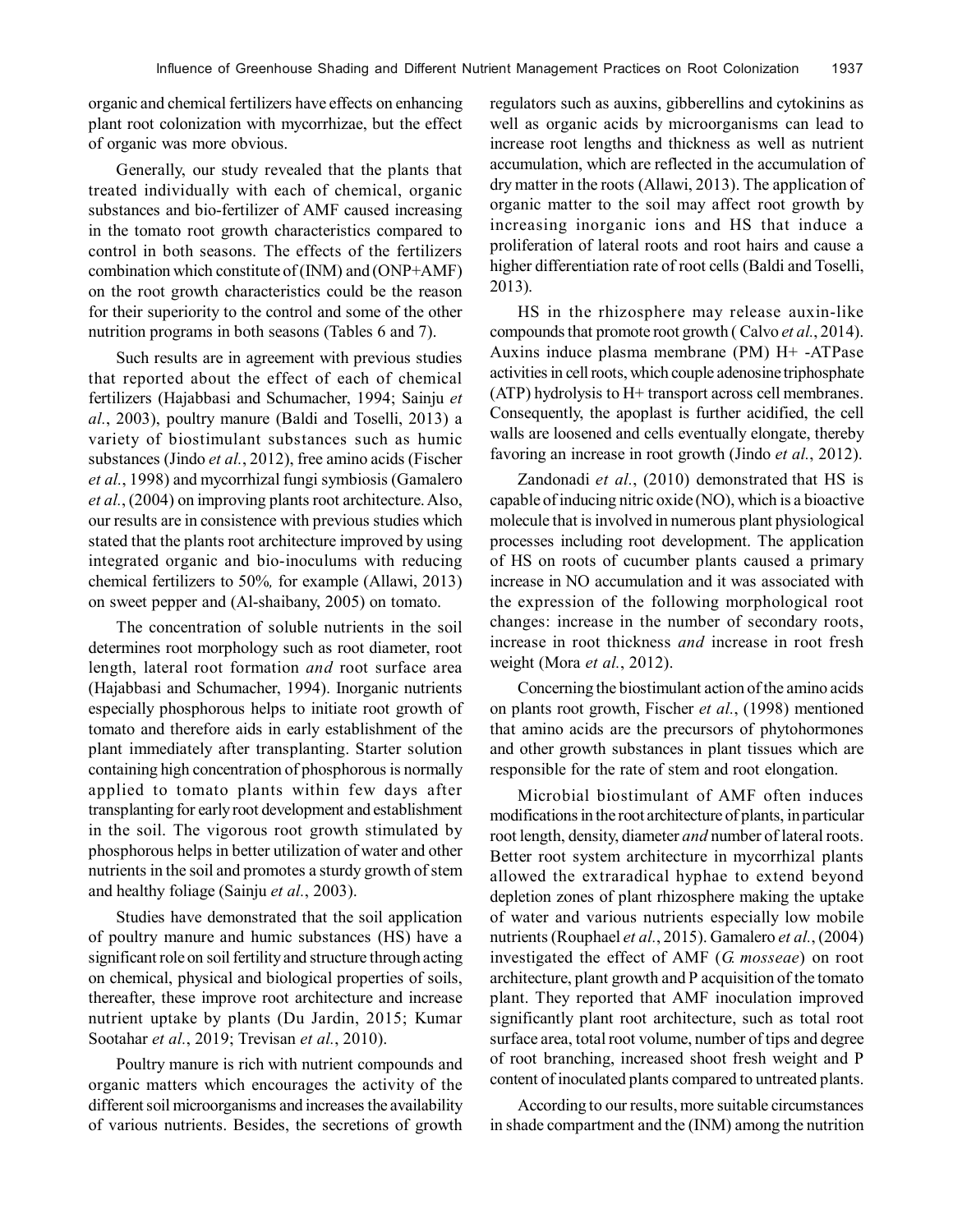organic and chemical fertilizers have effects on enhancing plant root colonization with mycorrhizae, but the effect of organic was more obvious.

Generally, our study revealed that the plants that treated individually with each of chemical, organic substances and bio-fertilizer of AMF caused increasing in the tomato root growth characteristics compared to control in both seasons. The effects of the fertilizers combination which constitute of (INM) and (ONP+AMF) on the root growth characteristics could be the reason for their superiority to the control and some of the other nutrition programs in both seasons (Tables 6 and 7).

Such results are in agreement with previous studies that reported about the effect of each of chemical fertilizers (Hajabbasi and Schumacher, 1994; Sainju *et al.*, 2003), poultry manure (Baldi and Toselli, 2013) a variety of biostimulant substances such as humic substances (Jindo *et al.*, 2012), free amino acids (Fischer *et al.*, 1998) and mycorrhizal fungi symbiosis (Gamalero *et al.*, (2004) on improving plants root architecture. Also, our results are in consistence with previous studies which stated that the plants root architecture improved by using integrated organic and bio-inoculums with reducing chemical fertilizers to 50%*,* for example (Allawi, 2013) on sweet pepper and (Al-shaibany, 2005) on tomato.

The concentration of soluble nutrients in the soil determines root morphology such as root diameter, root length, lateral root formation *and* root surface area (Hajabbasi and Schumacher, 1994). Inorganic nutrients especially phosphorous helps to initiate root growth of tomato and therefore aids in early establishment of the plant immediately after transplanting. Starter solution containing high concentration of phosphorous is normally applied to tomato plants within few days after transplanting for early root development and establishment in the soil. The vigorous root growth stimulated by phosphorous helps in better utilization of water and other nutrients in the soil and promotes a sturdy growth of stem and healthy foliage (Sainju *et al.*, 2003).

Studies have demonstrated that the soil application of poultry manure and humic substances (HS) have a significant role on soil fertility and structure through acting on chemical, physical and biological properties of soils, thereafter, these improve root architecture and increase nutrient uptake by plants (Du Jardin, 2015; Kumar Sootahar *et al.*, 2019; Trevisan *et al.*, 2010).

Poultry manure is rich with nutrient compounds and organic matters which encourages the activity of the different soil microorganisms and increases the availability of various nutrients. Besides, the secretions of growth regulators such as auxins, gibberellins and cytokinins as well as organic acids by microorganisms can lead to increase root lengths and thickness as well as nutrient accumulation, which are reflected in the accumulation of dry matter in the roots (Allawi, 2013). The application of organic matter to the soil may affect root growth by increasing inorganic ions and HS that induce a proliferation of lateral roots and root hairs and cause a higher differentiation rate of root cells (Baldi and Toselli, 2013).

HS in the rhizosphere may release auxin-like compounds that promote root growth ( Calvo *et al.*, 2014). Auxins induce plasma membrane (PM) H+ -ATPase activities in cell roots, which couple adenosine triphosphate (ATP) hydrolysis to H+ transport across cell membranes. Consequently, the apoplast is further acidified, the cell walls are loosened and cells eventually elongate, thereby favoring an increase in root growth (Jindo *et al.*, 2012).

Zandonadi *et al.*, (2010) demonstrated that HS is capable of inducing nitric oxide (NO), which is a bioactive molecule that is involved in numerous plant physiological processes including root development. The application of HS on roots of cucumber plants caused a primary increase in NO accumulation and it was associated with the expression of the following morphological root changes: increase in the number of secondary roots, increase in root thickness *and* increase in root fresh weight (Mora *et al.*, 2012).

Concerning the biostimulant action of the amino acids on plants root growth, Fischer *et al.*, (1998) mentioned that amino acids are the precursors of phytohormones and other growth substances in plant tissues which are responsible for the rate of stem and root elongation.

Microbial biostimulant of AMF often induces modifications in the root architecture of plants, in particular root length, density, diameter *and* number of lateral roots. Better root system architecture in mycorrhizal plants allowed the extraradical hyphae to extend beyond depletion zones of plant rhizosphere making the uptake of water and various nutrients especially low mobile nutrients (Rouphael *et al.*, 2015). Gamalero *et al.*, (2004) investigated the effect of AMF (*G. mosseae*) on root architecture, plant growth and P acquisition of the tomato plant. They reported that AMF inoculation improved significantly plant root architecture, such as total root surface area, total root volume, number of tips and degree of root branching, increased shoot fresh weight and P content of inoculated plants compared to untreated plants.

According to our results, more suitable circumstances in shade compartment and the (INM) among the nutrition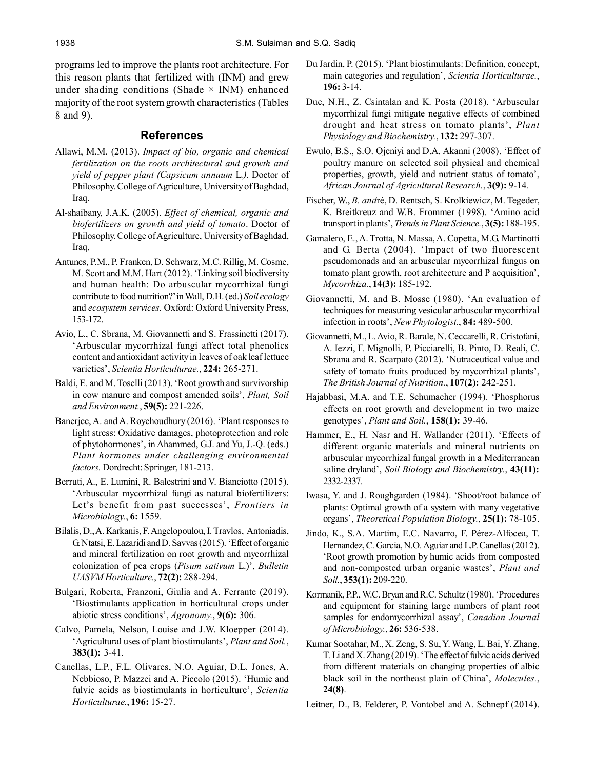programs led to improve the plants root architecture. For this reason plants that fertilized with (INM) and grew under shading conditions (Shade × INM) enhanced majority of the root system growth characteristics (Tables 8 and 9).

## References

Allawi, M.M. (2013). *Impact of bio, organic and chemical fertilization on the roots architectural and growth and yield of pepper plant (Capsicum annuum* L.*).* Doctor of Philosophy. College of Agriculture, University of Baghdad, Iraq.

Al-shaibany, J.A.K. (2005). *Effect of chemical, organic and biofertilizers on growth and yield of tomato*. Doctor of Philosophy. College of Agriculture, University of Baghdad, Iraq.

Antunes, P.M., P. Franken, D. Schwarz, M.C. Rillig, M. Cosme, M. Scott and M.M. Hart (2012). 'Linking soil biodiversity and human health: Do arbuscular mycorrhizal fungi contribute to food nutrition?' in Wall, D.H. (ed.) *Soil ecology* and *ecosystem services.* Oxford: Oxford University Press, 153-172.

Avio, L., C. Sbrana, M. Giovannetti and S. Frassinetti (2017). 'Arbuscular mycorrhizal fungi affect total phenolics content and antioxidant activity in leaves of oak leaf lettuce varieties', *Scientia Horticulturae.*, **224:** 265-271.

Baldi, E. and M. Toselli (2013). 'Root growth and survivorship in cow manure and compost amended soils', *Plant, Soil and Environment.*, **59(5):** 221-226.

Banerjee, A. and A. Roychoudhury (2016). 'Plant responses to light stress: Oxidative damages, photoprotection and role of phytohormones', in Ahammed, G.J. and Yu, J.-Q. (eds.) *Plant hormones under challenging environmental factors.* Dordrecht: Springer, 181-213.

Berruti, A., E. Lumini, R. Balestrini and V. Bianciotto (2015). 'Arbuscular mycorrhizal fungi as natural biofertilizers: Let's benefit from past successes', *Frontiers in Microbiology.*, **6:** 1559.

Bilalis, D., A. Karkanis, F. Angelopoulou, I. Travlos, Antoniadis, G. Ntatsi, E. Lazaridi and D. Savvas (2015). 'Effect of organic and mineral fertilization on root growth and mycorrhizal colonization of pea crops (*Pisum sativum* L.)', *Bulletin UASVM Horticulture.*, **72(2):** 288-294.

Bulgari, Roberta, Franzoni, Giulia and A. Ferrante (2019). 'Biostimulants application in horticultural crops under abiotic stress conditions', *Agronomy.*, **9(6):** 306.

Calvo, Pamela, Nelson, Louise and J.W. Kloepper (2014). 'Agricultural uses of plant biostimulants', *Plant and Soil.*, **383(1):** 3-41.

Canellas, L.P., F.L. Olivares, N.O. Aguiar, D.L. Jones, A. Nebbioso, P. Mazzei and A. Piccolo (2015). 'Humic and fulvic acids as biostimulants in horticulture', *Scientia Horticulturae.*, **196:** 15-27.

Du Jardin, P. (2015). 'Plant biostimulants: Definition, concept, main categories and regulation', *Scientia Horticulturae.*, **196:** 3-14.

Duc, N.H., Z. Csintalan and K. Posta (2018). 'Arbuscular mycorrhizal fungi mitigate negative effects of combined drought and heat stress on tomato plants', *Plant Physiology and Biochemistry.*, **132:** 297-307.

Ewulo, B.S., S.O. Ojeniyi and D.A. Akanni (2008). 'Effect of poultry manure on selected soil physical and chemical properties, growth, yield and nutrient status of tomato', *African Journal of Agricultural Research.*, **3(9):** 9-14.

Fischer, W., *B. and*ré, D. Rentsch, S. Krolkiewicz, M. Tegeder, K. Breitkreuz and W.B. Frommer (1998). 'Amino acid transport in plants', *Trends in Plant Science.*, **3(5):** 188-195.

Gamalero, E., A. Trotta, N. Massa, A. Copetta, M.G. Martinotti and G. Berta (2004). 'Impact of two fluorescent pseudomonads and an arbuscular mycorrhizal fungus on tomato plant growth, root architecture and P acquisition', *Mycorrhiza.*, **14(3):** 185-192.

Giovannetti, M. and B. Mosse (1980). 'An evaluation of techniques for measuring vesicular arbuscular mycorrhizal infection in roots', *New Phytologist.*, **84:** 489-500.

Giovannetti, M., L. Avio, R. Barale, N. Ceccarelli, R. Cristofani, A. Iezzi, F. Mignolli, P. Picciarelli, B. Pinto, D. Reali, C. Sbrana and R. Scarpato (2012). 'Nutraceutical value and safety of tomato fruits produced by mycorrhizal plants', *The British Journal of Nutrition.*, **107(2):** 242-251.

Hajabbasi, M.A. and T.E. Schumacher (1994). 'Phosphorus effects on root growth and development in two maize genotypes', *Plant and Soil.*, **158(1):** 39-46.

Hammer, E., H. Nasr and H. Wallander (2011). 'Effects of different organic materials and mineral nutrients on arbuscular mycorrhizal fungal growth in a Mediterranean saline dryland', *Soil Biology and Biochemistry.*, **43(11):** 2332-2337.

Iwasa, Y. and J. Roughgarden (1984). 'Shoot/root balance of plants: Optimal growth of a system with many vegetative organs', *Theoretical Population Biology.*, **25(1):** 78-105.

Jindo, K., S.A. Martim, E.C. Navarro, F. Pérez-Alfocea, T. Hernandez, C. Garcia, N.O. Aguiar and L.P. Canellas (2012). 'Root growth promotion by humic acids from composted and non-composted urban organic wastes', *Plant and Soil.*, **353(1):** 209-220.

Kormanik, P.P., W.C. Bryan and R.C. Schultz (1980). 'Procedures and equipment for staining large numbers of plant root samples for endomycorrhizal assay', *Canadian Journal of Microbiology.*, **26:** 536-538.

Kumar Sootahar, M., X. Zeng, S. Su, Y. Wang, L. Bai, Y. Zhang, T. Li and X. Zhang (2019). 'The effect of fulvic acids derived from different materials on changing properties of albic black soil in the northeast plain of China', *Molecules.*, **24(8)**.

Leitner, D., B. Felderer, P. Vontobel and A. Schnepf (2014).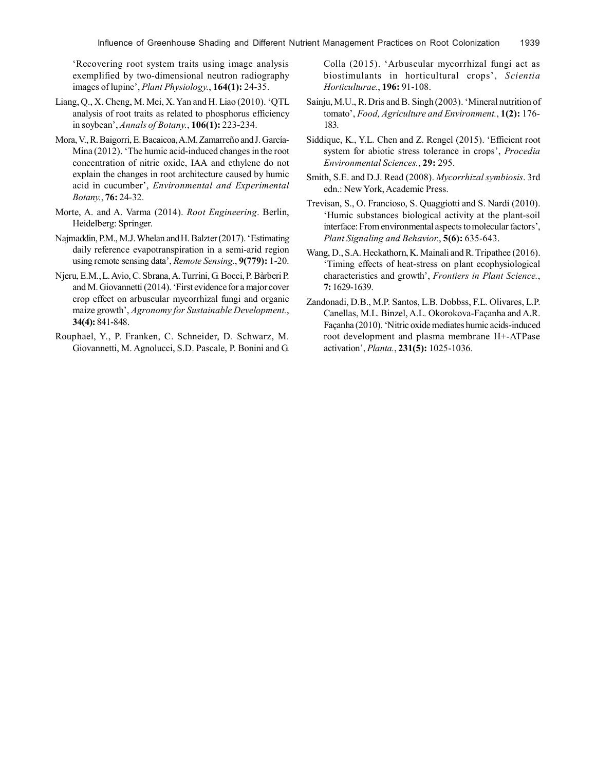'Recovering root system traits using image analysis exemplified by two-dimensional neutron radiography images of lupine', *Plant Physiology.*, **164(1):** 24-35.

Liang, Q., X. Cheng, M. Mei, X. Yan and H. Liao (2010). 'QTL analysis of root traits as related to phosphorus efficiency in soybean', *Annals of Botany.*, **106(1):** 223-234.

Mora, V., R. Baigorri, E. Bacaicoa, A.M. Zamarreño and J. García-Mina (2012). 'The humic acid-induced changes in the root concentration of nitric oxide, IAA and ethylene do not explain the changes in root architecture caused by humic acid in cucumber', *Environmental and Experimental Botany.*, **76:** 24-32.

Morte, A. and A. Varma (2014). *Root Engineering*. Berlin, Heidelberg: Springer.

Najmaddin, P.M., M.J. Whelan and H. Balzter (2017). 'Estimating daily reference evapotranspiration in a semi-arid region using remote sensing data', *Remote Sensing.*, **9(779):** 1-20.

Njeru, E.M., L. Avio, C. Sbrana, A. Turrini, G. Bocci, P. Bàrberi P. and M. Giovannetti (2014). 'First evidence for a major cover crop effect on arbuscular mycorrhizal fungi and organic maize growth', *Agronomy for Sustainable Development.*, **34(4):** 841-848.

Rouphael, Y., P. Franken, C. Schneider, D. Schwarz, M. Giovannetti, M. Agnolucci, S.D. Pascale, P. Bonini and G. Colla (2015). 'Arbuscular mycorrhizal fungi act as biostimulants in horticultural crops', *Scientia Horticulturae.*, **196:** 91-108.

Sainju, M.U., R. Dris and B. Singh (2003). 'Mineral nutrition of tomato', *Food, Agriculture and Environment.*, **1(2):** 176-183.

Siddique, K., Y.L. Chen and Z. Rengel (2015). 'Efficient root system for abiotic stress tolerance in crops', *Procedia Environmental Sciences.*, **29:** 295.

Smith, S.E. and D.J. Read (2008). *Mycorrhizal symbiosis*. 3rd edn.: New York, Academic Press.

Trevisan, S., O. Francioso, S. Quaggiotti and S. Nardi (2010). 'Humic substances biological activity at the plant-soil interface: From environmental aspects to molecular factors', *Plant Signaling and Behavior.*, **5(6):** 635-643.

Wang, D., S.A. Heckathorn, K. Mainali and R. Tripathee (2016). 'Timing effects of heat-stress on plant ecophysiological characteristics and growth', *Frontiers in Plant Science.*, **7:** 1629-1639.

Zandonadi, D.B., M.P. Santos, L.B. Dobbss, F.L. Olivares, L.P. Canellas, M.L. Binzel, A.L. Okorokova-Façanha and A.R. Façanha (2010). 'Nitric oxide mediates humic acids-induced root development and plasma membrane H+-ATPase activation', *Planta.*, **231(5):** 1025-1036.